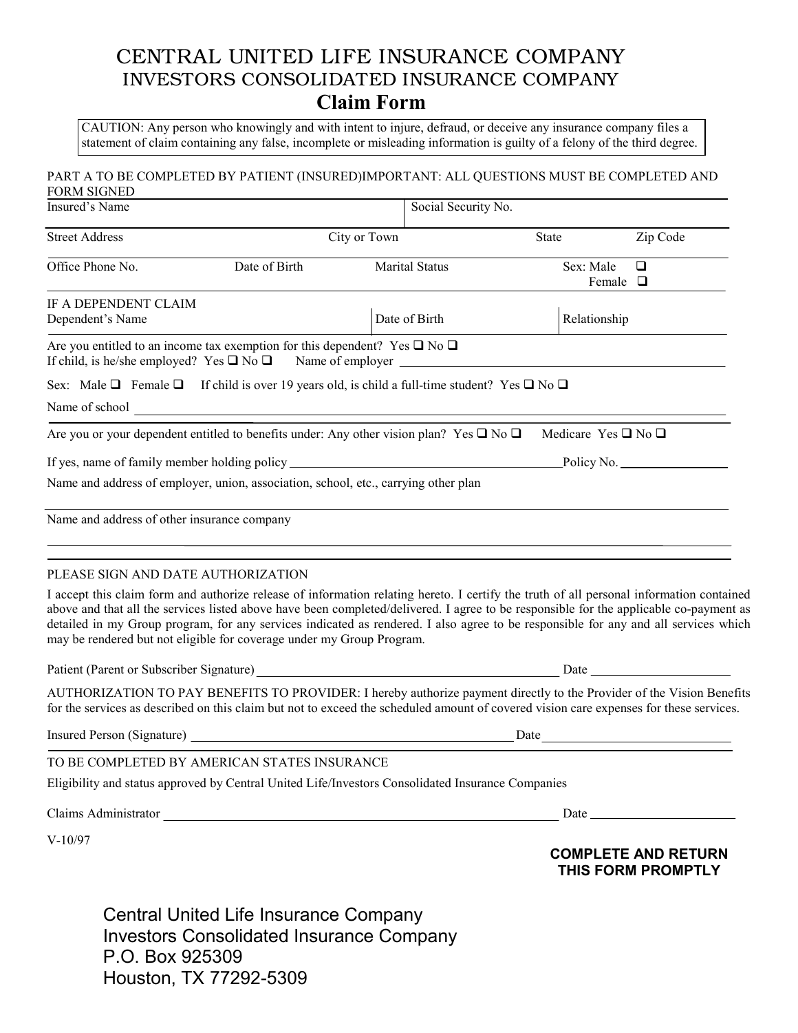# CENTRAL UNITED LIFE INSURANCE COMPANY
## INVESTORS CONSOLIDATED INSURANCE COMPANY
## Claim Form

CAUTION: Any person who knowingly and with intent to injure, defraud, or deceive any insurance company files a statement of claim containing any false, incomplete or misleading information is guilty of a felony of the third degree.

PART A TO BE COMPLETED BY PATIENT (INSURED)IMPORTANT: ALL QUESTIONS MUST BE COMPLETED AND FORM SIGNED

Insured's Name | Social Security No.

Street Address | City or Town | State | Zip Code

Office Phone No. | Date of Birth | Marital Status | Sex: Male ☐ Female ☐

IF A DEPENDENT CLAIM
Dependent's Name | Date of Birth | Relationship

Are you entitled to an income tax exemption for this dependent? Yes ☐ No ☐
If child, is he/she employed? Yes ☐ No ☐ Name of employer ______

Sex: Male ☐ Female ☐ If child is over 19 years old, is child a full-time student? Yes ☐ No ☐

Name of school ______

Are you or your dependent entitled to benefits under: Any other vision plan? Yes ☐ No ☐ Medicare Yes ☐ No ☐

If yes, name of family member holding policy ______ Policy No. ______

Name and address of employer, union, association, school, etc., carrying other plan

Name and address of other insurance company

PLEASE SIGN AND DATE AUTHORIZATION

I accept this claim form and authorize release of information relating hereto. I certify the truth of all personal information contained above and that all the services listed above have been completed/delivered. I agree to be responsible for the applicable co-payment as detailed in my Group program, for any services indicated as rendered. I also agree to be responsible for any and all services which may be rendered but not eligible for coverage under my Group Program.

Patient (Parent or Subscriber Signature) ______ Date ______

AUTHORIZATION TO PAY BENEFITS TO PROVIDER: I hereby authorize payment directly to the Provider of the Vision Benefits for the services as described on this claim but not to exceed the scheduled amount of covered vision care expenses for these services.

Insured Person (Signature) ______ Date ______

TO BE COMPLETED BY AMERICAN STATES INSURANCE

Eligibility and status approved by Central United Life/Investors Consolidated Insurance Companies

Claims Administrator ______ Date ______

V-10/97

**COMPLETE AND RETURN THIS FORM PROMPTLY**

Central United Life Insurance Company
Investors Consolidated Insurance Company
P.O. Box 925309
Houston, TX 77292-5309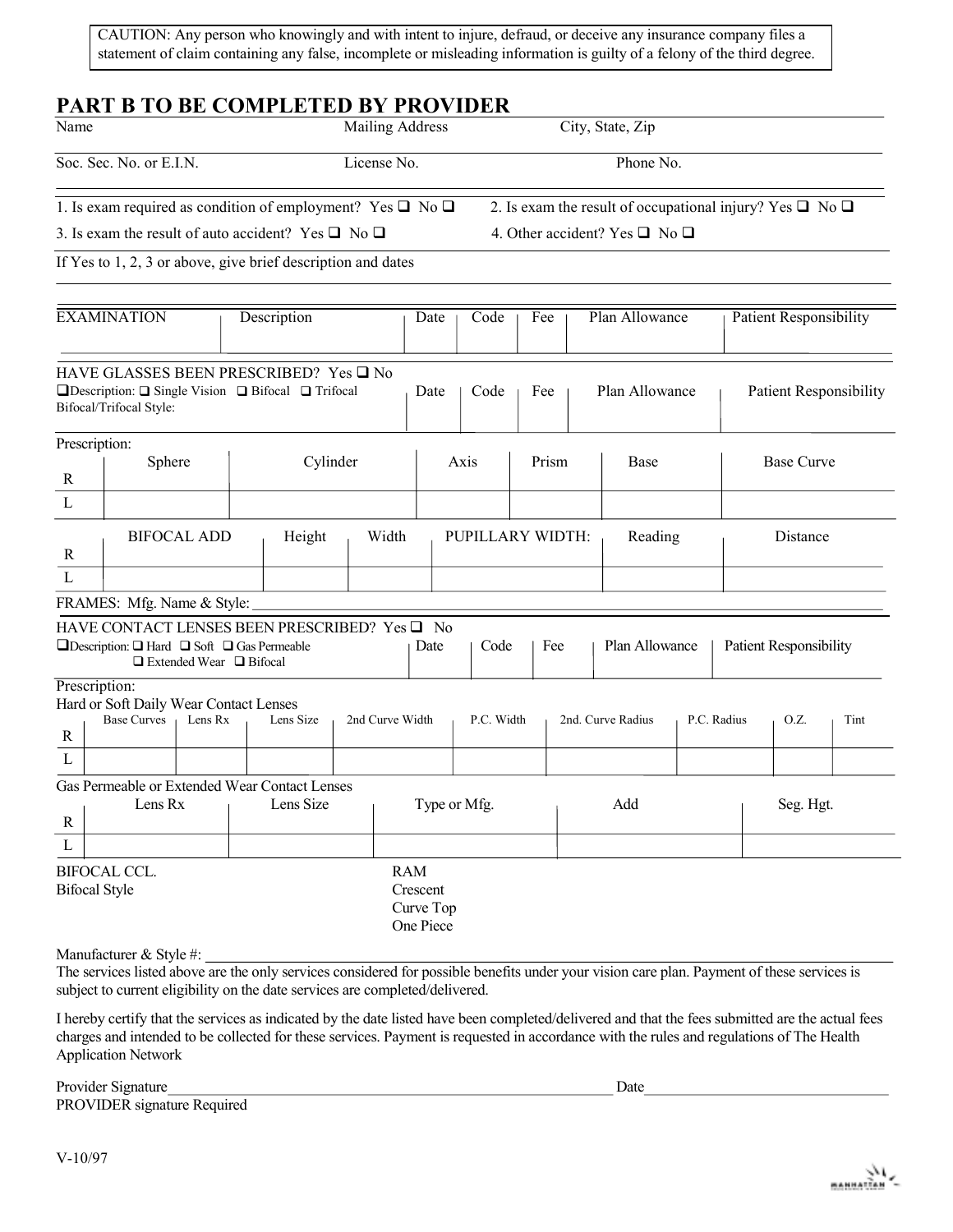CAUTION: Any person who knowingly and with intent to injure, defraud, or deceive any insurance company files a statement of claim containing any false, incomplete or misleading information is guilty of a felony of the third degree.

## PART B TO BE COMPLETED BY PROVIDER

Name | Mailing Address | City, State, Zip

Soc. Sec. No. or E.I.N. | License No. | Phone No.

1. Is exam required as condition of employment? Yes ❑ No ❑
2. Is exam the result of occupational injury? Yes ❑ No ❑
3. Is exam the result of auto accident? Yes ❑ No ❑
4. Other accident? Yes ❑ No ❑

If Yes to 1, 2, 3 or above, give brief description and dates

| EXAMINATION | Description | Date | Code | Fee | Plan Allowance | Patient Responsibility |
|---|---|---|---|---|---|---|
| | | | | | | |

| HAVE GLASSES BEEN PRESCRIBED? Yes ❑ No<br>❑Description: ❑ Single Vision ❑ Bifocal ❑ Trifocal<br>Bifocal/Trifocal Style: | Date | Code | Fee | Plan Allowance | Patient Responsibility |
|---|---|---|---|---|---|
| | | | | | |

Prescription:

| | Sphere | Cylinder | Axis | Prism | Base | Base Curve |
|---|---|---|---|---|---|---|
| R | | | | | | |
| L | | | | | | |

| | BIFOCAL ADD | Height | Width | PUPILLARY WIDTH: | Reading | Distance |
|---|---|---|---|---|---|---|
| R | | | | | | |
| L | | | | | | |

FRAMES: Mfg. Name & Style:

| HAVE CONTACT LENSES BEEN PRESCRIBED? Yes ❑ No<br>❑Description: ❑ Hard ❑ Soft ❑ Gas Permeable<br>❑ Extended Wear ❑ Bifocal | Date | Code | Fee | Plan Allowance | Patient Responsibility |
|---|---|---|---|---|---|
| | | | | | |

Prescription:

Hard or Soft Daily Wear Contact Lenses

| | Base Curves | Lens Rx | Lens Size | 2nd Curve Width | P.C. Width | 2nd. Curve Radius | P.C. Radius | O.Z. | Tint |
|---|---|---|---|---|---|---|---|---|---|
| R | | | | | | | | | |
| L | | | | | | | | | |

Gas Permeable or Extended Wear Contact Lenses

| | Lens Rx | Lens Size | Type or Mfg. | Add | Seg. Hgt. |
|---|---|---|---|---|---|
| R | | | | | |
| L | | | | | |

BIFOCAL CCL.
Bifocal Style

RAM
Crescent
Curve Top
One Piece

Manufacturer & Style #:

The services listed above are the only services considered for possible benefits under your vision care plan. Payment of these services is subject to current eligibility on the date services are completed/delivered.

I hereby certify that the services as indicated by the date listed have been completed/delivered and that the fees submitted are the actual fees charges and intended to be collected for these services. Payment is requested in accordance with the rules and regulations of The Health Application Network

Provider Signature______________________________ Date______________

PROVIDER signature Required

V-10/97